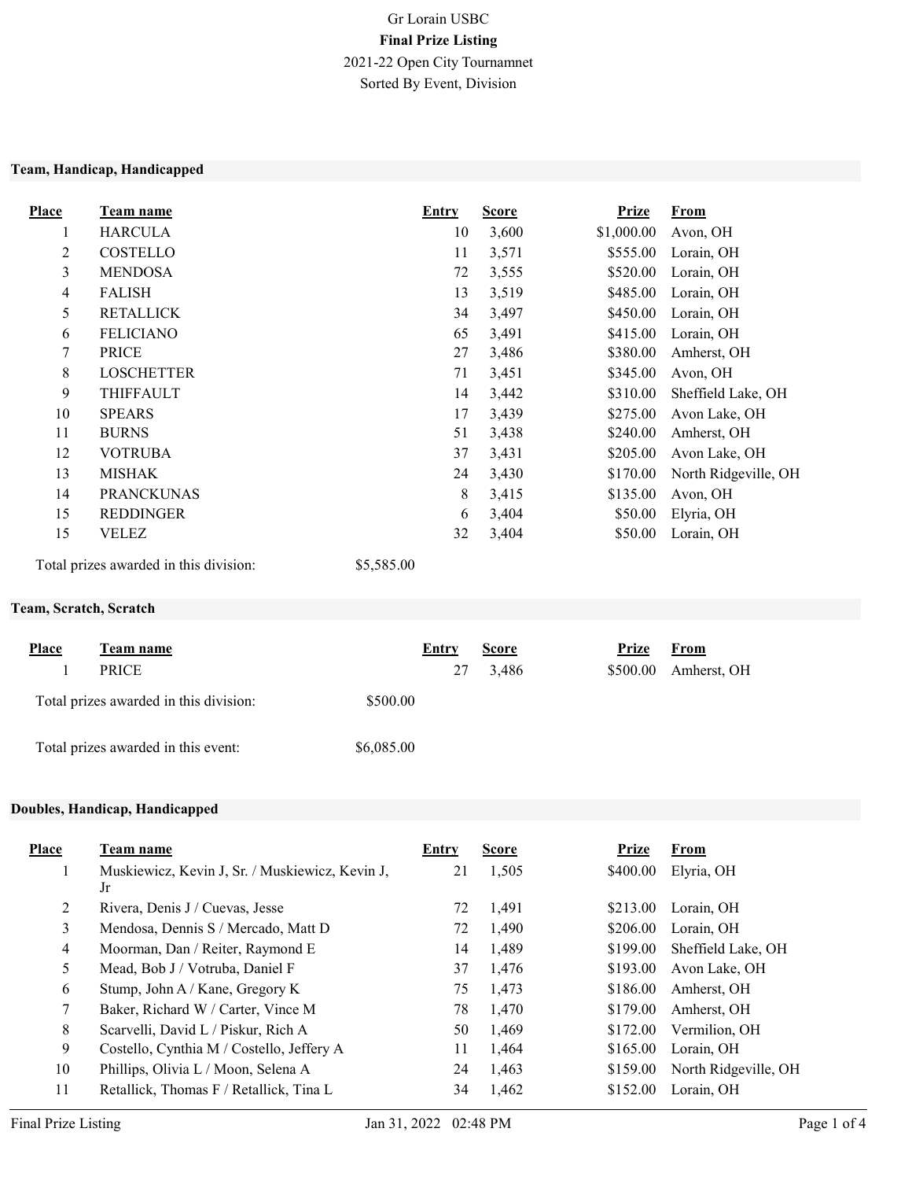Gr Lorain USBC

**Final Prize Listing**

2021-22 Open City Tournamnet

Sorted By Event, Division

### Team, Handicap, Handicapped

| Place | Team name | Entry | Score | Prize | From |
|---|---|---|---|---|---|
| 1 | HARCULA | 10 | 3,600 | $1,000.00 | Avon, OH |
| 2 | COSTELLO | 11 | 3,571 | $555.00 | Lorain, OH |
| 3 | MENDOSA | 72 | 3,555 | $520.00 | Lorain, OH |
| 4 | FALISH | 13 | 3,519 | $485.00 | Lorain, OH |
| 5 | RETALLICK | 34 | 3,497 | $450.00 | Lorain, OH |
| 6 | FELICIANO | 65 | 3,491 | $415.00 | Lorain, OH |
| 7 | PRICE | 27 | 3,486 | $380.00 | Amherst, OH |
| 8 | LOSCHETTER | 71 | 3,451 | $345.00 | Avon, OH |
| 9 | THIFFAULT | 14 | 3,442 | $310.00 | Sheffield Lake, OH |
| 10 | SPEARS | 17 | 3,439 | $275.00 | Avon Lake, OH |
| 11 | BURNS | 51 | 3,438 | $240.00 | Amherst, OH |
| 12 | VOTRUBA | 37 | 3,431 | $205.00 | Avon Lake, OH |
| 13 | MISHAK | 24 | 3,430 | $170.00 | North Ridgeville, OH |
| 14 | PRANCKUNAS | 8 | 3,415 | $135.00 | Avon, OH |
| 15 | REDDINGER | 6 | 3,404 | $50.00 | Elyria, OH |
| 15 | VELEZ | 32 | 3,404 | $50.00 | Lorain, OH |

Total prizes awarded in this division: $5,585.00

### Team, Scratch, Scratch

| Place | Team name | Entry | Score | Prize | From |
|---|---|---|---|---|---|
| 1 | PRICE | 27 | 3,486 | $500.00 | Amherst, OH |

Total prizes awarded in this division: $500.00

Total prizes awarded in this event: $6,085.00

### Doubles, Handicap, Handicapped

| Place | Team name | Entry | Score | Prize | From |
|---|---|---|---|---|---|
| 1 | Muskiewicz, Kevin J, Sr. / Muskiewicz, Kevin J, Jr | 21 | 1,505 | $400.00 | Elyria, OH |
| 2 | Rivera, Denis J / Cuevas, Jesse | 72 | 1,491 | $213.00 | Lorain, OH |
| 3 | Mendosa, Dennis S / Mercado, Matt D | 72 | 1,490 | $206.00 | Lorain, OH |
| 4 | Moorman, Dan / Reiter, Raymond E | 14 | 1,489 | $199.00 | Sheffield Lake, OH |
| 5 | Mead, Bob J / Votruba, Daniel F | 37 | 1,476 | $193.00 | Avon Lake, OH |
| 6 | Stump, John A / Kane, Gregory K | 75 | 1,473 | $186.00 | Amherst, OH |
| 7 | Baker, Richard W / Carter, Vince M | 78 | 1,470 | $179.00 | Amherst, OH |
| 8 | Scarvelli, David L / Piskur, Rich A | 50 | 1,469 | $172.00 | Vermilion, OH |
| 9 | Costello, Cynthia M / Costello, Jeffery A | 11 | 1,464 | $165.00 | Lorain, OH |
| 10 | Phillips, Olivia L / Moon, Selena A | 24 | 1,463 | $159.00 | North Ridgeville, OH |
| 11 | Retallick, Thomas F / Retallick, Tina L | 34 | 1,462 | $152.00 | Lorain, OH |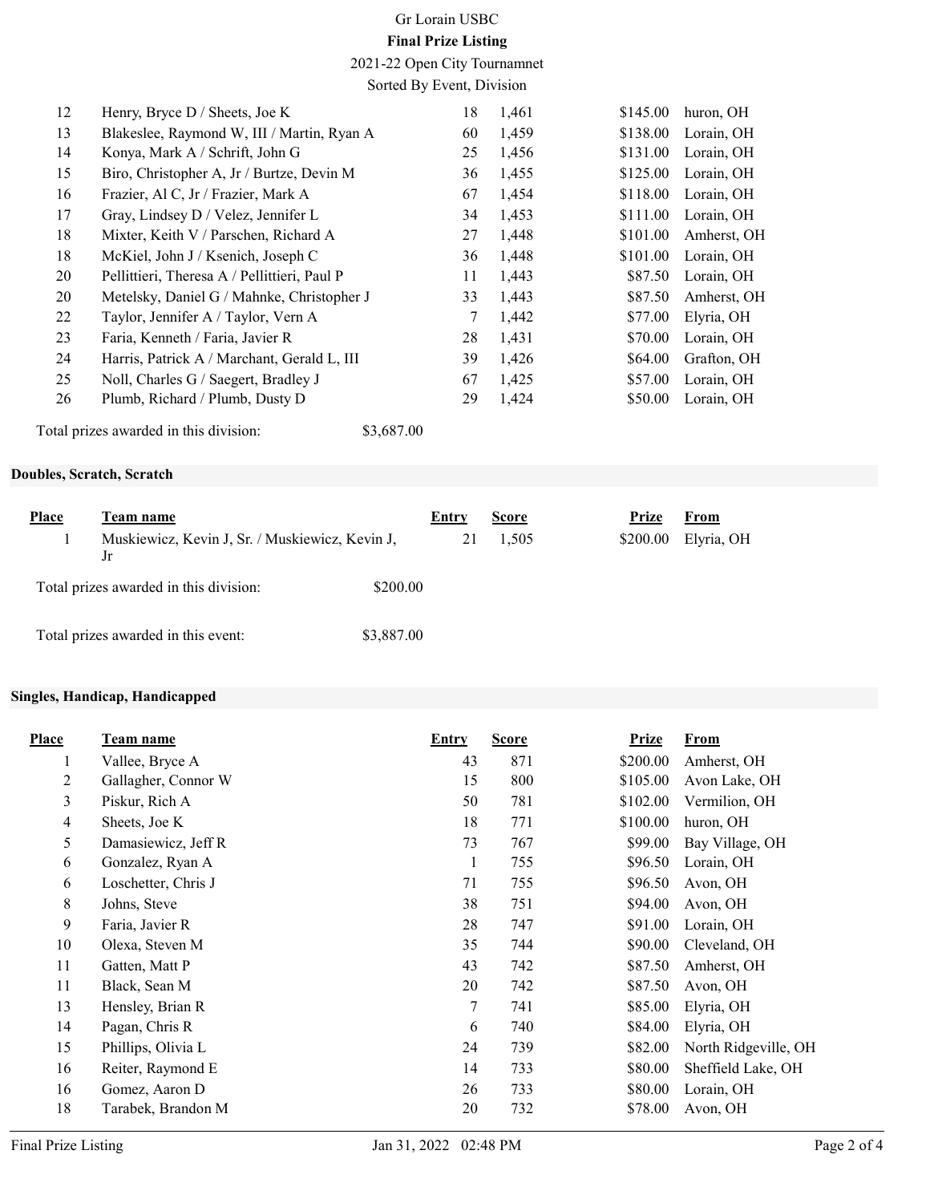Gr Lorain USBC

**Final Prize Listing**

2021-22 Open City Tournamnet

Sorted By Event, Division

| Place | Team name | Entry | Score | Prize | From |
|---|---|---|---|---|---|
| 12 | Henry, Bryce D / Sheets, Joe K | 18 | 1,461 | $145.00 | huron, OH |
| 13 | Blakeslee, Raymond W, III / Martin, Ryan A | 60 | 1,459 | $138.00 | Lorain, OH |
| 14 | Konya, Mark A / Schrift, John G | 25 | 1,456 | $131.00 | Lorain, OH |
| 15 | Biro, Christopher A, Jr / Burtze, Devin M | 36 | 1,455 | $125.00 | Lorain, OH |
| 16 | Frazier, Al C, Jr / Frazier, Mark A | 67 | 1,454 | $118.00 | Lorain, OH |
| 17 | Gray, Lindsey D / Velez, Jennifer L | 34 | 1,453 | $111.00 | Lorain, OH |
| 18 | Mixter, Keith V / Parschen, Richard A | 27 | 1,448 | $101.00 | Amherst, OH |
| 18 | McKiel, John J / Ksenich, Joseph C | 36 | 1,448 | $101.00 | Lorain, OH |
| 20 | Pellittieri, Theresa A / Pellittieri, Paul P | 11 | 1,443 | $87.50 | Lorain, OH |
| 20 | Metelsky, Daniel G / Mahnke, Christopher J | 33 | 1,443 | $87.50 | Amherst, OH |
| 22 | Taylor, Jennifer A / Taylor, Vern A | 7 | 1,442 | $77.00 | Elyria, OH |
| 23 | Faria, Kenneth / Faria, Javier R | 28 | 1,431 | $70.00 | Lorain, OH |
| 24 | Harris, Patrick A / Marchant, Gerald L, III | 39 | 1,426 | $64.00 | Grafton, OH |
| 25 | Noll, Charles G / Saegert, Bradley J | 67 | 1,425 | $57.00 | Lorain, OH |
| 26 | Plumb, Richard / Plumb, Dusty D | 29 | 1,424 | $50.00 | Lorain, OH |

Total prizes awarded in this division: $3,687.00

### Doubles, Scratch, Scratch

| Place | Team name | Entry | Score | Prize | From |
|---|---|---|---|---|---|
| 1 | Muskiewicz, Kevin J, Sr. / Muskiewicz, Kevin J, Jr | 21 | 1,505 | $200.00 | Elyria, OH |

Total prizes awarded in this division: $200.00

Total prizes awarded in this event: $3,887.00

### Singles, Handicap, Handicapped

| Place | Team name | Entry | Score | Prize | From |
|---|---|---|---|---|---|
| 1 | Vallee, Bryce A | 43 | 871 | $200.00 | Amherst, OH |
| 2 | Gallagher, Connor W | 15 | 800 | $105.00 | Avon Lake, OH |
| 3 | Piskur, Rich A | 50 | 781 | $102.00 | Vermilion, OH |
| 4 | Sheets, Joe K | 18 | 771 | $100.00 | huron, OH |
| 5 | Damasiewicz, Jeff R | 73 | 767 | $99.00 | Bay Village, OH |
| 6 | Gonzalez, Ryan A | 1 | 755 | $96.50 | Lorain, OH |
| 6 | Loschetter, Chris J | 71 | 755 | $96.50 | Avon, OH |
| 8 | Johns, Steve | 38 | 751 | $94.00 | Avon, OH |
| 9 | Faria, Javier R | 28 | 747 | $91.00 | Lorain, OH |
| 10 | Olexa, Steven M | 35 | 744 | $90.00 | Cleveland, OH |
| 11 | Gatten, Matt P | 43 | 742 | $87.50 | Amherst, OH |
| 11 | Black, Sean M | 20 | 742 | $87.50 | Avon, OH |
| 13 | Hensley, Brian R | 7 | 741 | $85.00 | Elyria, OH |
| 14 | Pagan, Chris R | 6 | 740 | $84.00 | Elyria, OH |
| 15 | Phillips, Olivia L | 24 | 739 | $82.00 | North Ridgeville, OH |
| 16 | Reiter, Raymond E | 14 | 733 | $80.00 | Sheffield Lake, OH |
| 16 | Gomez, Aaron D | 26 | 733 | $80.00 | Lorain, OH |
| 18 | Tarabek, Brandon M | 20 | 732 | $78.00 | Avon, OH |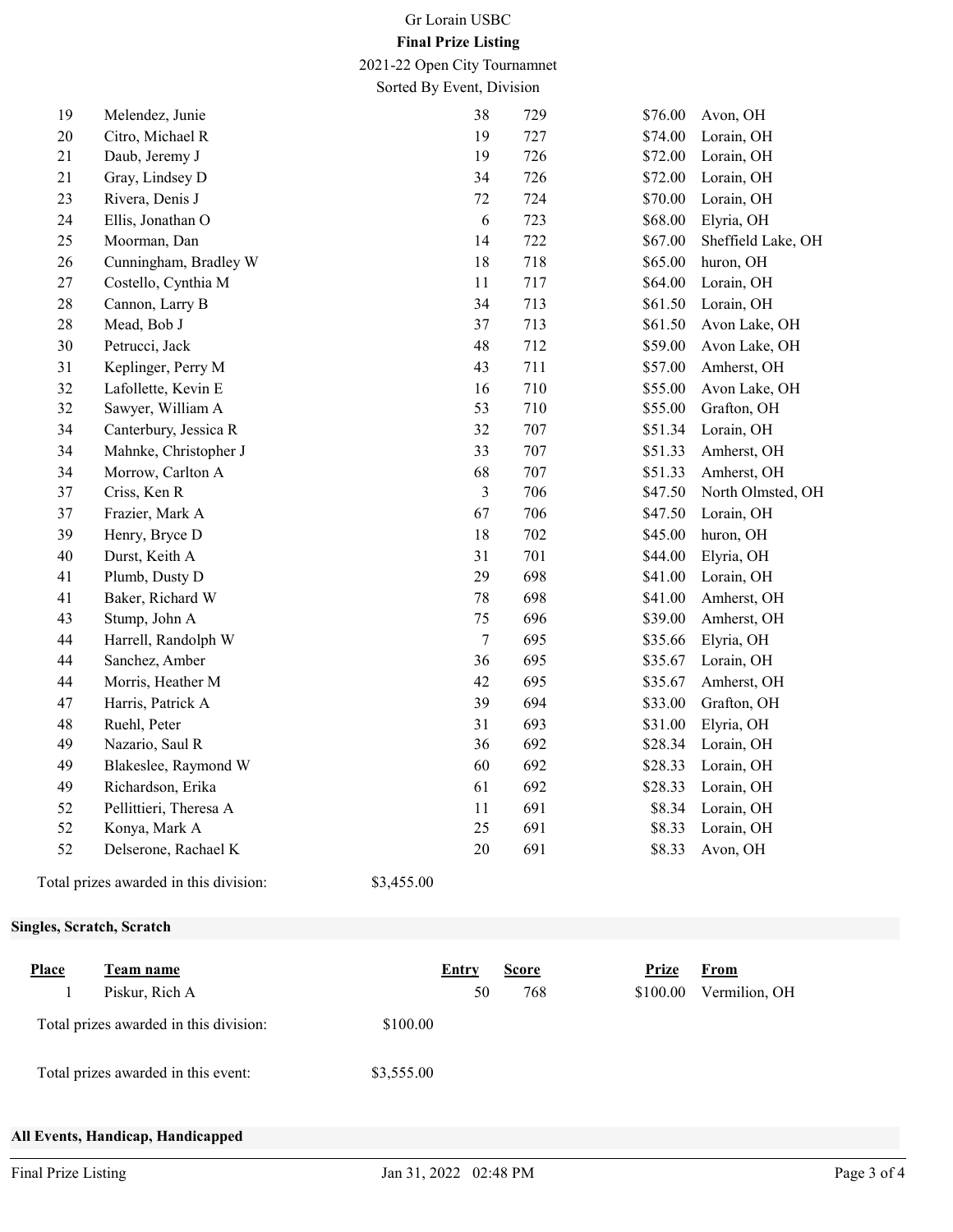Gr Lorain USBC

**Final Prize Listing**

2021-22 Open City Tournamnet

Sorted By Event, Division

| Place | Team name | Entry | Score | Prize | From |
|---|---|---|---|---|---|
| 19 | Melendez, Junie | 38 | 729 | $76.00 | Avon, OH |
| 20 | Citro, Michael R | 19 | 727 | $74.00 | Lorain, OH |
| 21 | Daub, Jeremy J | 19 | 726 | $72.00 | Lorain, OH |
| 21 | Gray, Lindsey D | 34 | 726 | $72.00 | Lorain, OH |
| 23 | Rivera, Denis J | 72 | 724 | $70.00 | Lorain, OH |
| 24 | Ellis, Jonathan O | 6 | 723 | $68.00 | Elyria, OH |
| 25 | Moorman, Dan | 14 | 722 | $67.00 | Sheffield Lake, OH |
| 26 | Cunningham, Bradley W | 18 | 718 | $65.00 | huron, OH |
| 27 | Costello, Cynthia M | 11 | 717 | $64.00 | Lorain, OH |
| 28 | Cannon, Larry B | 34 | 713 | $61.50 | Lorain, OH |
| 28 | Mead, Bob J | 37 | 713 | $61.50 | Avon Lake, OH |
| 30 | Petrucci, Jack | 48 | 712 | $59.00 | Avon Lake, OH |
| 31 | Keplinger, Perry M | 43 | 711 | $57.00 | Amherst, OH |
| 32 | Lafollette, Kevin E | 16 | 710 | $55.00 | Avon Lake, OH |
| 32 | Sawyer, William A | 53 | 710 | $55.00 | Grafton, OH |
| 34 | Canterbury, Jessica R | 32 | 707 | $51.34 | Lorain, OH |
| 34 | Mahnke, Christopher J | 33 | 707 | $51.33 | Amherst, OH |
| 34 | Morrow, Carlton A | 68 | 707 | $51.33 | Amherst, OH |
| 37 | Criss, Ken R | 3 | 706 | $47.50 | North Olmsted, OH |
| 37 | Frazier, Mark A | 67 | 706 | $47.50 | Lorain, OH |
| 39 | Henry, Bryce D | 18 | 702 | $45.00 | huron, OH |
| 40 | Durst, Keith A | 31 | 701 | $44.00 | Elyria, OH |
| 41 | Plumb, Dusty D | 29 | 698 | $41.00 | Lorain, OH |
| 41 | Baker, Richard W | 78 | 698 | $41.00 | Amherst, OH |
| 43 | Stump, John A | 75 | 696 | $39.00 | Amherst, OH |
| 44 | Harrell, Randolph W | 7 | 695 | $35.66 | Elyria, OH |
| 44 | Sanchez, Amber | 36 | 695 | $35.67 | Lorain, OH |
| 44 | Morris, Heather M | 42 | 695 | $35.67 | Amherst, OH |
| 47 | Harris, Patrick A | 39 | 694 | $33.00 | Grafton, OH |
| 48 | Ruehl, Peter | 31 | 693 | $31.00 | Elyria, OH |
| 49 | Nazario, Saul R | 36 | 692 | $28.34 | Lorain, OH |
| 49 | Blakeslee, Raymond W | 60 | 692 | $28.33 | Lorain, OH |
| 49 | Richardson, Erika | 61 | 692 | $28.33 | Lorain, OH |
| 52 | Pellittieri, Theresa A | 11 | 691 | $8.34 | Lorain, OH |
| 52 | Konya, Mark A | 25 | 691 | $8.33 | Lorain, OH |
| 52 | Delserone, Rachael K | 20 | 691 | $8.33 | Avon, OH |

Total prizes awarded in this division: $3,455.00

## Singles, Scratch, Scratch

| Place | Team name | Entry | Score | Prize | From |
|---|---|---|---|---|---|
| 1 | Piskur, Rich A | 50 | 768 | $100.00 | Vermilion, OH |

Total prizes awarded in this division: $100.00

Total prizes awarded in this event: $3,555.00

## All Events, Handicap, Handicapped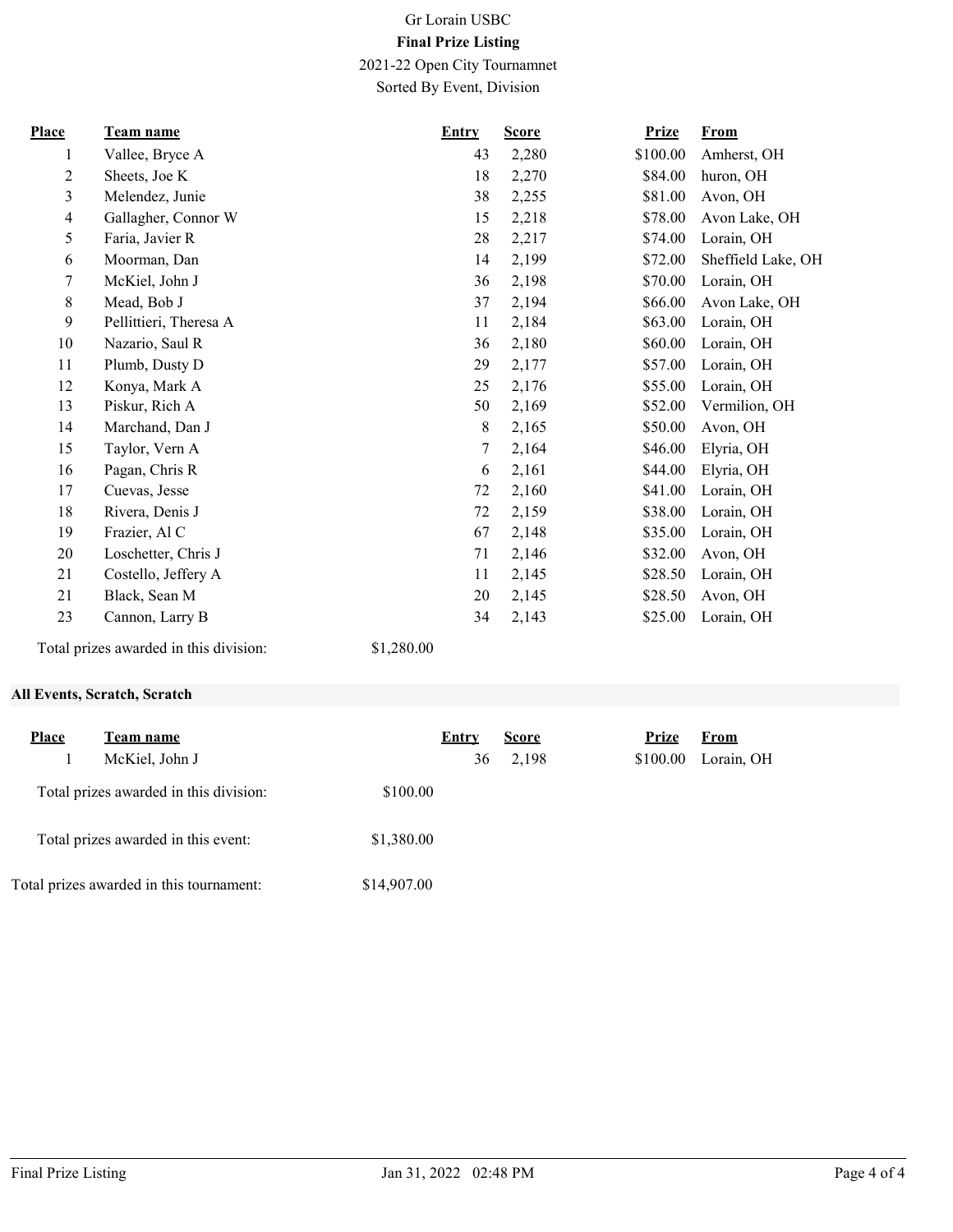Gr Lorain USBC

**Final Prize Listing**

2021-22 Open City Tournamnet

Sorted By Event, Division

| Place | Team name | Entry | Score | Prize | From |
|---|---|---|---|---|---|
| 1 | Vallee, Bryce A | 43 | 2,280 | $100.00 | Amherst, OH |
| 2 | Sheets, Joe K | 18 | 2,270 | $84.00 | huron, OH |
| 3 | Melendez, Junie | 38 | 2,255 | $81.00 | Avon, OH |
| 4 | Gallagher, Connor W | 15 | 2,218 | $78.00 | Avon Lake, OH |
| 5 | Faria, Javier R | 28 | 2,217 | $74.00 | Lorain, OH |
| 6 | Moorman, Dan | 14 | 2,199 | $72.00 | Sheffield Lake, OH |
| 7 | McKiel, John J | 36 | 2,198 | $70.00 | Lorain, OH |
| 8 | Mead, Bob J | 37 | 2,194 | $66.00 | Avon Lake, OH |
| 9 | Pellittieri, Theresa A | 11 | 2,184 | $63.00 | Lorain, OH |
| 10 | Nazario, Saul R | 36 | 2,180 | $60.00 | Lorain, OH |
| 11 | Plumb, Dusty D | 29 | 2,177 | $57.00 | Lorain, OH |
| 12 | Konya, Mark A | 25 | 2,176 | $55.00 | Lorain, OH |
| 13 | Piskur, Rich A | 50 | 2,169 | $52.00 | Vermilion, OH |
| 14 | Marchand, Dan J | 8 | 2,165 | $50.00 | Avon, OH |
| 15 | Taylor, Vern A | 7 | 2,164 | $46.00 | Elyria, OH |
| 16 | Pagan, Chris R | 6 | 2,161 | $44.00 | Elyria, OH |
| 17 | Cuevas, Jesse | 72 | 2,160 | $41.00 | Lorain, OH |
| 18 | Rivera, Denis J | 72 | 2,159 | $38.00 | Lorain, OH |
| 19 | Frazier, Al C | 67 | 2,148 | $35.00 | Lorain, OH |
| 20 | Loschetter, Chris J | 71 | 2,146 | $32.00 | Avon, OH |
| 21 | Costello, Jeffery A | 11 | 2,145 | $28.50 | Lorain, OH |
| 21 | Black, Sean M | 20 | 2,145 | $28.50 | Avon, OH |
| 23 | Cannon, Larry B | 34 | 2,143 | $25.00 | Lorain, OH |

Total prizes awarded in this division: $1,280.00

**All Events, Scratch, Scratch**

| Place | Team name | Entry | Score | Prize | From |
|---|---|---|---|---|---|
| 1 | McKiel, John J | 36 | 2,198 | $100.00 | Lorain, OH |

Total prizes awarded in this division: $100.00

Total prizes awarded in this event: $1,380.00

Total prizes awarded in this tournament: $14,907.00

Final Prize Listing Jan 31, 2022 02:48 PM